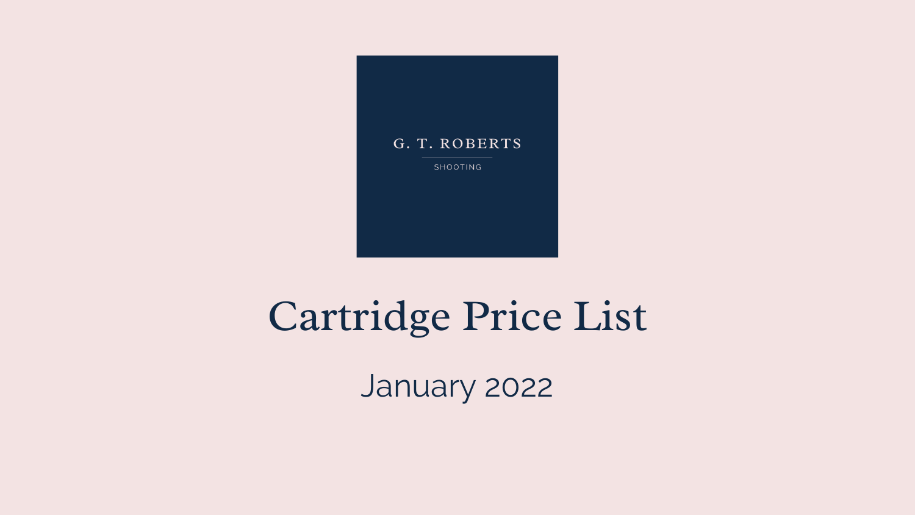G. T. ROBERTS

SHOOTING

# Cartridge Price List

January 2022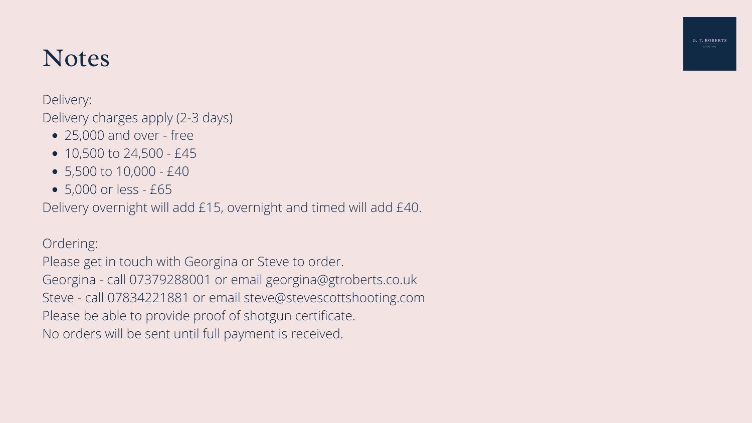# Notes

Delivery:
Delivery charges apply (2-3 days)

- 25,000 and over - free
- 10,500 to 24,500 - £45
- 5,500 to 10,000 - £40
- 5,000 or less - £65

Delivery overnight will add £15, overnight and timed will add £40.

Ordering:
Please get in touch with Georgina or Steve to order.
Georgina - call 07379288001 or email georgina@gtroberts.co.uk
Steve - call 07834221881 or email steve@stevescottshooting.com
Please be able to provide proof of shotgun certificate.
No orders will be sent until full payment is received.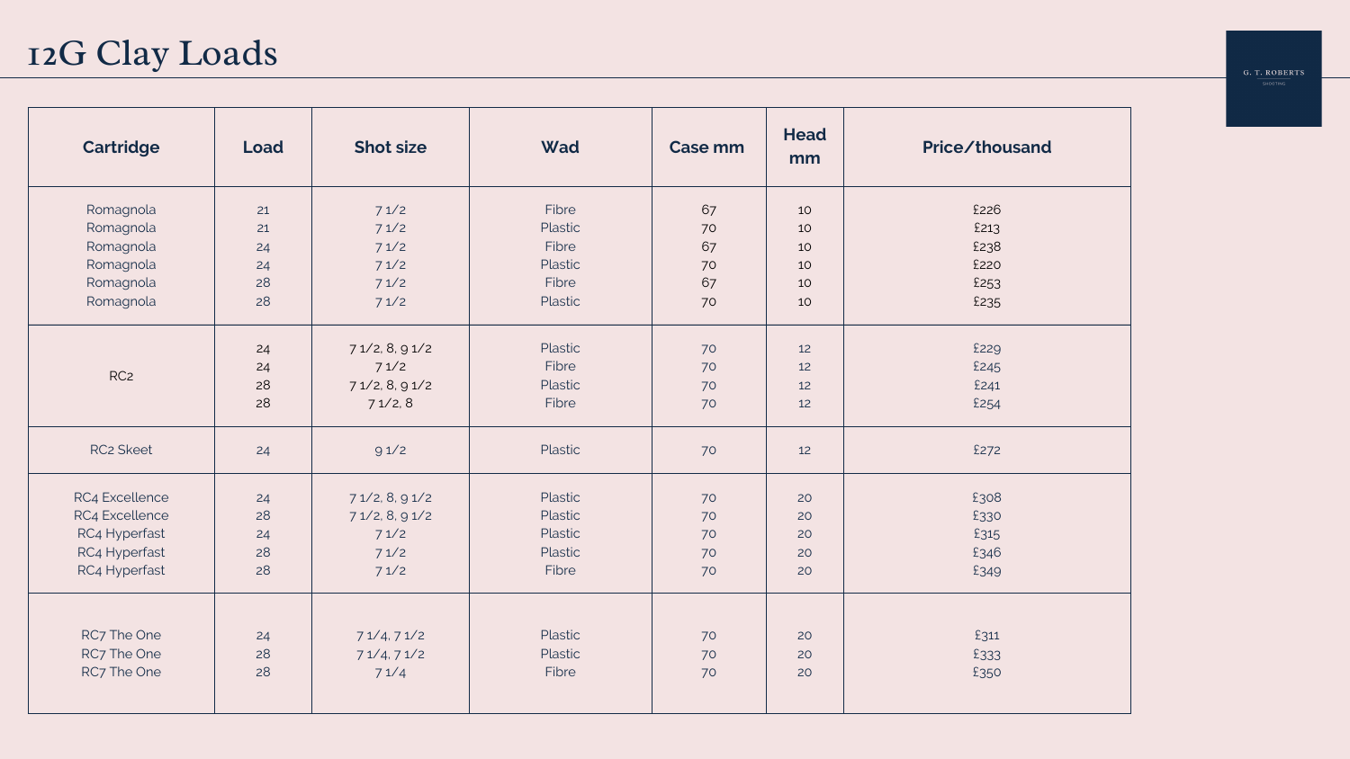# 12G Clay Loads

| Cartridge | Load | Shot size | Wad | Case mm | Head mm | Price/thousand |
| --- | --- | --- | --- | --- | --- | --- |
| Romagnola | 21 | 7 1/2 | Fibre | 67 | 10 | £226 |
| Romagnola | 21 | 7 1/2 | Plastic | 70 | 10 | £213 |
| Romagnola | 24 | 7 1/2 | Fibre | 67 | 10 | £238 |
| Romagnola | 24 | 7 1/2 | Plastic | 70 | 10 | £220 |
| Romagnola | 28 | 7 1/2 | Fibre | 67 | 10 | £253 |
| Romagnola | 28 | 7 1/2 | Plastic | 70 | 10 | £235 |
| RC2 | 24 | 7 1/2, 8, 9 1/2 | Plastic | 70 | 12 | £229 |
| | 24 | 7 1/2 | Fibre | 70 | 12 | £245 |
| | 28 | 7 1/2, 8, 9 1/2 | Plastic | 70 | 12 | £241 |
| | 28 | 7 1/2, 8 | Fibre | 70 | 12 | £254 |
| RC2 Skeet | 24 | 9 1/2 | Plastic | 70 | 12 | £272 |
| RC4 Excellence | 24 | 7 1/2, 8, 9 1/2 | Plastic | 70 | 20 | £308 |
| RC4 Excellence | 28 | 7 1/2, 8, 9 1/2 | Plastic | 70 | 20 | £330 |
| RC4 Hyperfast | 24 | 7 1/2 | Plastic | 70 | 20 | £315 |
| RC4 Hyperfast | 28 | 7 1/2 | Plastic | 70 | 20 | £346 |
| RC4 Hyperfast | 28 | 7 1/2 | Fibre | 70 | 20 | £349 |
| RC7 The One | 24 | 7 1/4, 7 1/2 | Plastic | 70 | 20 | £311 |
| RC7 The One | 28 | 7 1/4, 7 1/2 | Plastic | 70 | 20 | £333 |
| RC7 The One | 28 | 7 1/4 | Fibre | 70 | 20 | £350 |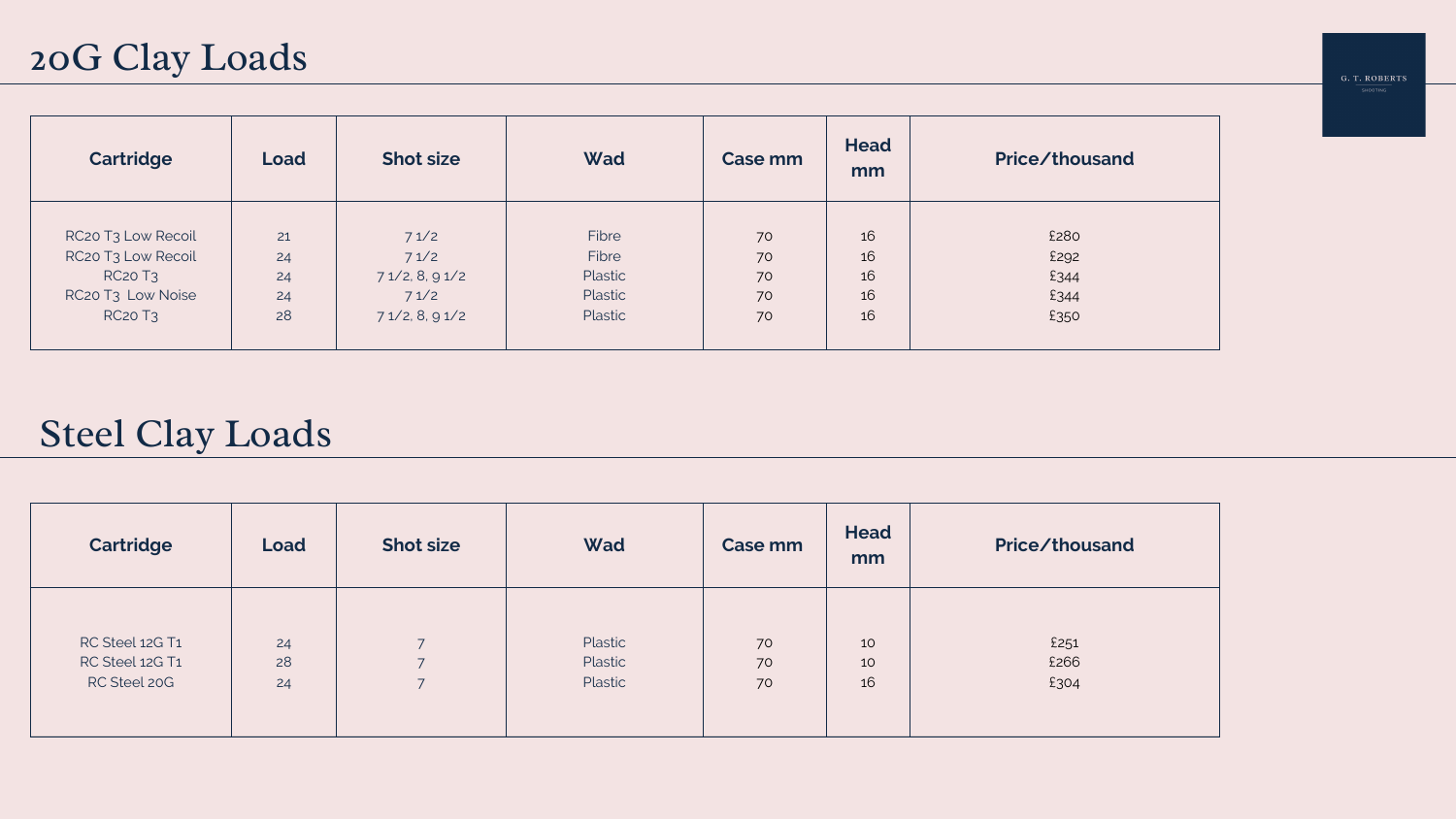## 20G Clay Loads

| Cartridge | Load | Shot size | Wad | Case mm | Head mm | Price/thousand |
|---|---|---|---|---|---|---|
| RC20 T3 Low Recoil | 21 | 7 1/2 | Fibre | 70 | 16 | £280 |
| RC20 T3 Low Recoil | 24 | 7 1/2 | Fibre | 70 | 16 | £292 |
| RC20 T3 | 24 | 7 1/2, 8, 9 1/2 | Plastic | 70 | 16 | £344 |
| RC20 T3 Low Noise | 24 | 7 1/2 | Plastic | 70 | 16 | £344 |
| RC20 T3 | 28 | 7 1/2, 8, 9 1/2 | Plastic | 70 | 16 | £350 |

## Steel Clay Loads

| Cartridge | Load | Shot size | Wad | Case mm | Head mm | Price/thousand |
|---|---|---|---|---|---|---|
| RC Steel 12G T1 | 24 | 7 | Plastic | 70 | 10 | £251 |
| RC Steel 12G T1 | 28 | 7 | Plastic | 70 | 10 | £266 |
| RC Steel 20G | 24 | 7 | Plastic | 70 | 16 | £304 |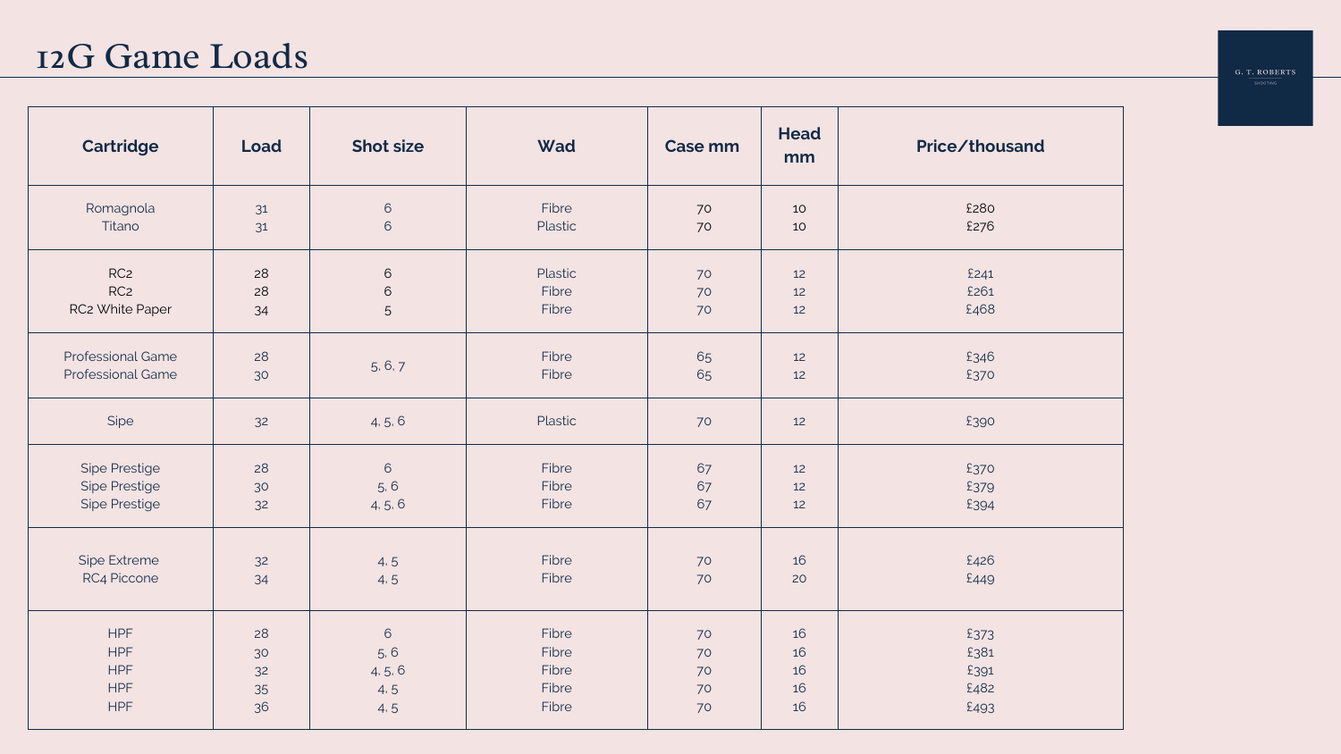# 12G Game Loads

| Cartridge | Load | Shot size | Wad | Case mm | Head mm | Price/thousand |
|---|---|---|---|---|---|---|
| Romagnola | 31 | 6 | Fibre | 70 | 10 | £280 |
| Titano | 31 | 6 | Plastic | 70 | 10 | £276 |
| RC2 | 28 | 6 | Plastic | 70 | 12 | £241 |
| RC2 | 28 | 6 | Fibre | 70 | 12 | £261 |
| RC2 White Paper | 34 | 5 | Fibre | 70 | 12 | £468 |
| Professional Game | 28 | 5, 6, 7 | Fibre | 65 | 12 | £346 |
| Professional Game | 30 | 5, 6, 7 | Fibre | 65 | 12 | £370 |
| Sipe | 32 | 4, 5, 6 | Plastic | 70 | 12 | £390 |
| Sipe Prestige | 28 | 6 | Fibre | 67 | 12 | £370 |
| Sipe Prestige | 30 | 5, 6 | Fibre | 67 | 12 | £379 |
| Sipe Prestige | 32 | 4, 5, 6 | Fibre | 67 | 12 | £394 |
| Sipe Extreme | 32 | 4, 5 | Fibre | 70 | 16 | £426 |
| RC4 Piccone | 34 | 4, 5 | Fibre | 70 | 20 | £449 |
| HPF | 28 | 6 | Fibre | 70 | 16 | £373 |
| HPF | 30 | 5, 6 | Fibre | 70 | 16 | £381 |
| HPF | 32 | 4, 5, 6 | Fibre | 70 | 16 | £391 |
| HPF | 35 | 4, 5 | Fibre | 70 | 16 | £482 |
| HPF | 36 | 4, 5 | Fibre | 70 | 16 | £493 |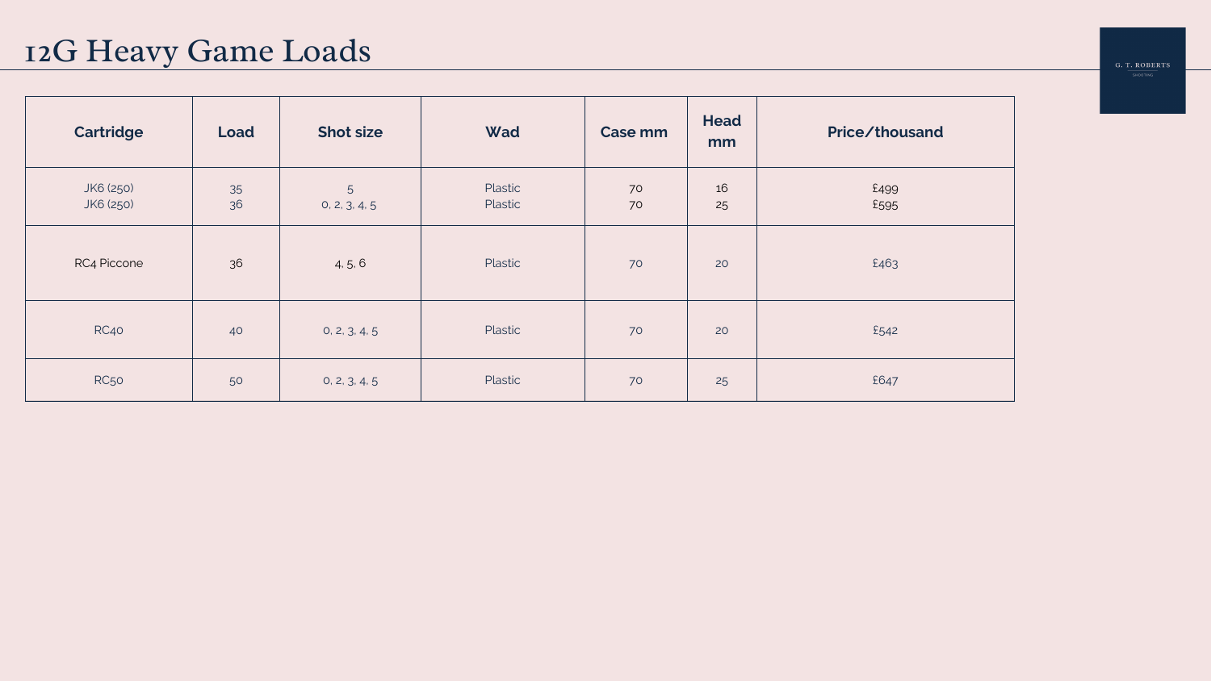# 12G Heavy Game Loads

| Cartridge | Load | Shot size | Wad | Case mm | Head mm | Price/thousand |
|---|---|---|---|---|---|---|
| JK6 (250)<br>JK6 (250) | 35<br>36 | 5<br>0, 2, 3, 4, 5 | Plastic<br>Plastic | 70<br>70 | 16<br>25 | £499<br>£595 |
| RC4 Piccone | 36 | 4, 5, 6 | Plastic | 70 | 20 | £463 |
| RC40 | 40 | 0, 2, 3, 4, 5 | Plastic | 70 | 20 | £542 |
| RC50 | 50 | 0, 2, 3, 4, 5 | Plastic | 70 | 25 | £647 |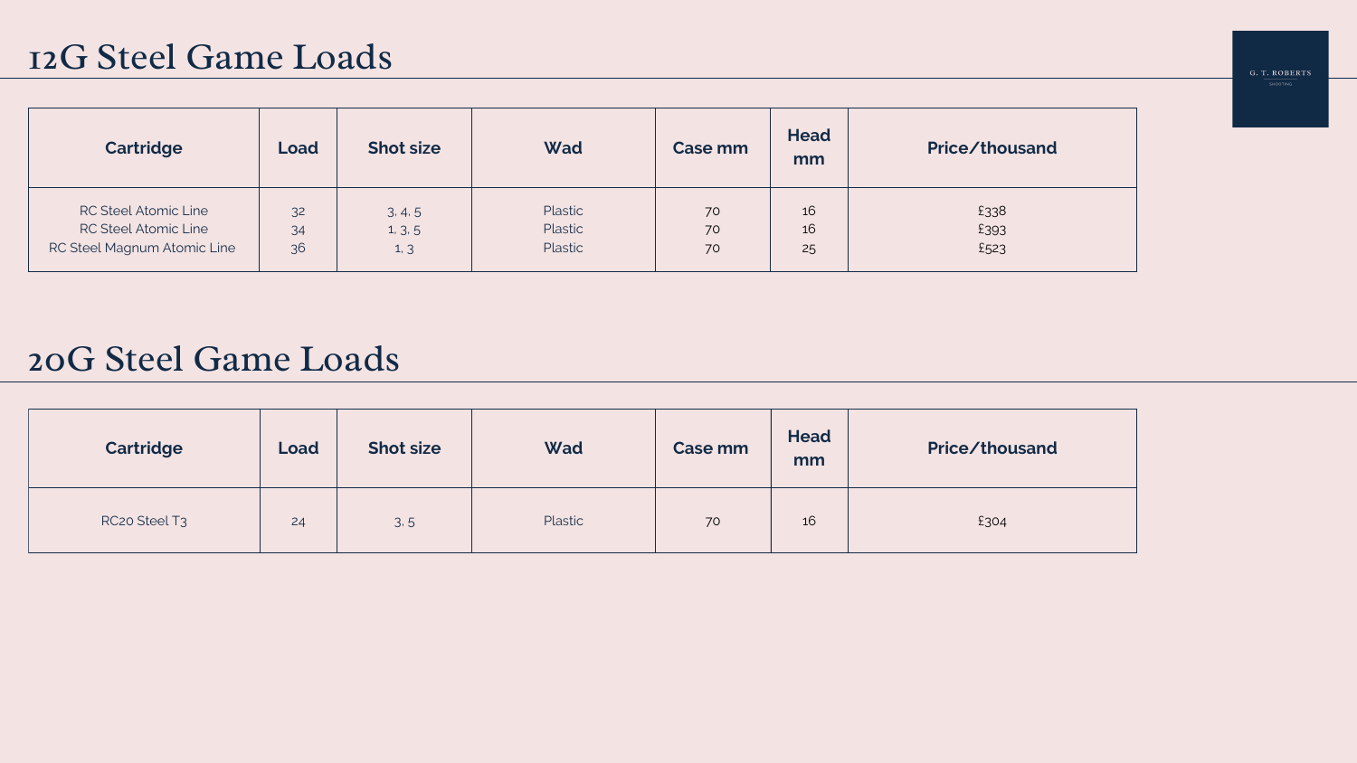# 12G Steel Game Loads

| Cartridge | Load | Shot size | Wad | Case mm | Head mm | Price/thousand |
|---|---|---|---|---|---|---|
| RC Steel Atomic Line | 32 | 3, 4, 5 | Plastic | 70 | 16 | £338 |
| RC Steel Atomic Line | 34 | 1, 3, 5 | Plastic | 70 | 16 | £393 |
| RC Steel Magnum Atomic Line | 36 | 1, 3 | Plastic | 70 | 25 | £523 |

# 20G Steel Game Loads

| Cartridge | Load | Shot size | Wad | Case mm | Head mm | Price/thousand |
|---|---|---|---|---|---|---|
| RC20 Steel T3 | 24 | 3, 5 | Plastic | 70 | 16 | £304 |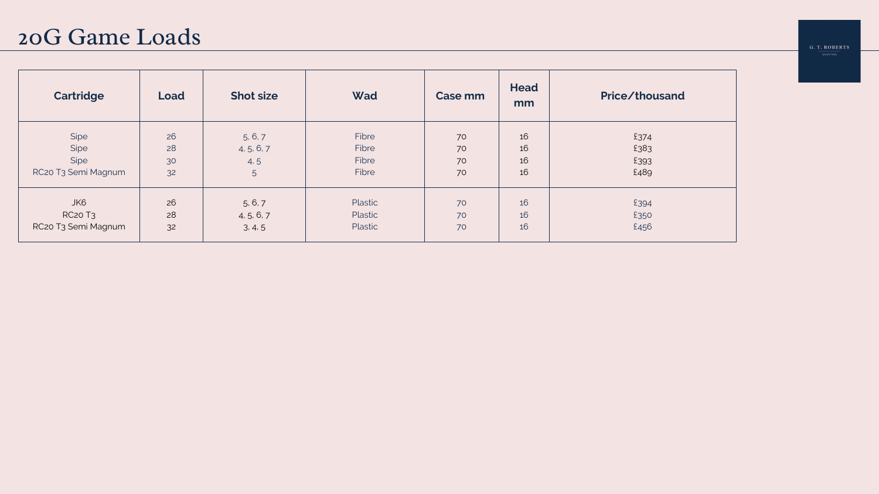# 20G Game Loads

| Cartridge | Load | Shot size | Wad | Case mm | Head mm | Price/thousand |
|---|---|---|---|---|---|---|
| Sipe | 26 | 5, 6, 7 | Fibre | 70 | 16 | £374 |
| Sipe | 28 | 4, 5, 6, 7 | Fibre | 70 | 16 | £383 |
| Sipe | 30 | 4, 5 | Fibre | 70 | 16 | £393 |
| RC20 T3 Semi Magnum | 32 | 5 | Fibre | 70 | 16 | £489 |
| JK6 | 26 | 5, 6, 7 | Plastic | 70 | 16 | £394 |
| RC20 T3 | 28 | 4, 5, 6, 7 | Plastic | 70 | 16 | £350 |
| RC20 T3 Semi Magnum | 32 | 3, 4, 5 | Plastic | 70 | 16 | £456 |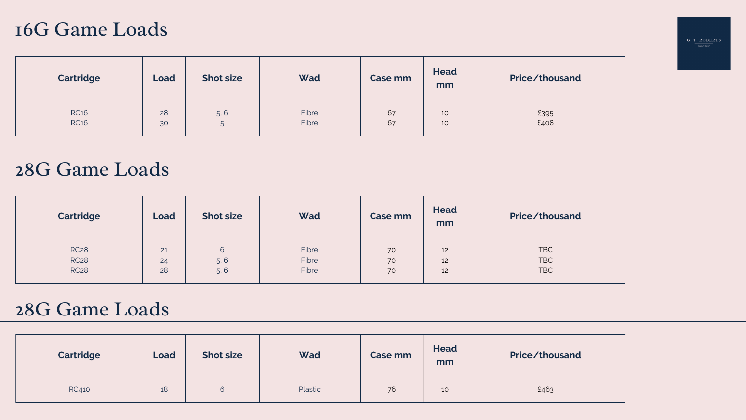# 16G Game Loads

| Cartridge | Load | Shot size | Wad | Case mm | Head mm | Price/thousand |
|---|---|---|---|---|---|---|
| RC16 | 28 | 5, 6 | Fibre | 67 | 10 | £395 |
| RC16 | 30 | 5 | Fibre | 67 | 10 | £408 |

# 28G Game Loads

| Cartridge | Load | Shot size | Wad | Case mm | Head mm | Price/thousand |
|---|---|---|---|---|---|---|
| RC28 | 21 | 6 | Fibre | 70 | 12 | TBC |
| RC28 | 24 | 5, 6 | Fibre | 70 | 12 | TBC |
| RC28 | 28 | 5, 6 | Fibre | 70 | 12 | TBC |

# 28G Game Loads

| Cartridge | Load | Shot size | Wad | Case mm | Head mm | Price/thousand |
|---|---|---|---|---|---|---|
| RC410 | 18 | 6 | Plastic | 76 | 10 | £463 |